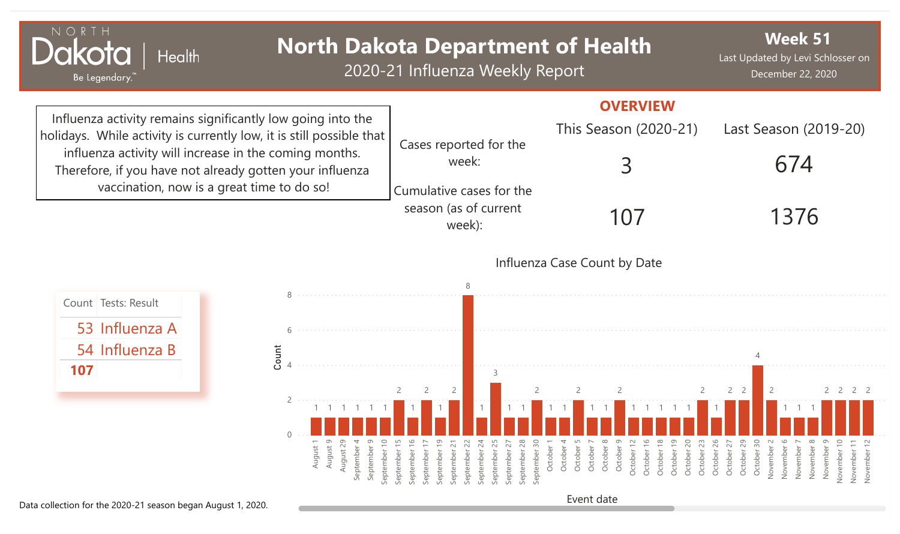# North Dakota Department of Health

## 2020-21 Influenza Weekly Report

**Week 51**

Last Updated by Levi Schlosser on December 22, 2020

Influenza activity remains significantly low going into the holidays. While activity is currently low, it is still possible that influenza activity will increase in the coming months. Therefore, if you have not already gotten your influenza vaccination, now is a great time to do so!

## OVERVIEW

| | This Season (2020-21) | Last Season (2019-20) |
|---|---|---|
| Cases reported for the week: | 3 | 674 |
| Cumulative cases for the season (as of current week): | 107 | 1376 |

| Count | Tests: Result |
|---|---|
| 53 | Influenza A |
| 54 | Influenza B |
| **107** | |

### Influenza Case Count by Date

| Event date | Count |
|---|---|
| August 1 | 1 |
| August 9 | 1 |
| August 29 | 1 |
| September 4 | 1 |
| September 9 | 1 |
| September 10 | 1 |
| September 15 | 2 |
| September 16 | 1 |
| September 17 | 2 |
| September 19 | 1 |
| September 21 | 2 |
| September 22 | 8 |
| September 24 | 1 |
| September 25 | 3 |
| September 27 | 1 |
| September 28 | 1 |
| September 30 | 2 |
| October 1 | 1 |
| October 4 | 1 |
| October 5 | 2 |
| October 7 | 1 |
| October 8 | 1 |
| October 9 | 2 |
| October 12 | 1 |
| October 16 | 1 |
| October 18 | 1 |
| October 19 | 1 |
| October 20 | 1 |
| October 23 | 2 |
| October 26 | 1 |
| October 27 | 2 |
| October 29 | 2 |
| October 30 | 4 |
| November 2 | 2 |
| November 6 | 1 |
| November 7 | 1 |
| November 8 | 1 |
| November 9 | 2 |
| November 10 | 2 |
| November 11 | 2 |
| November 12 | 2 |

Data collection for the 2020-21 season began August 1, 2020.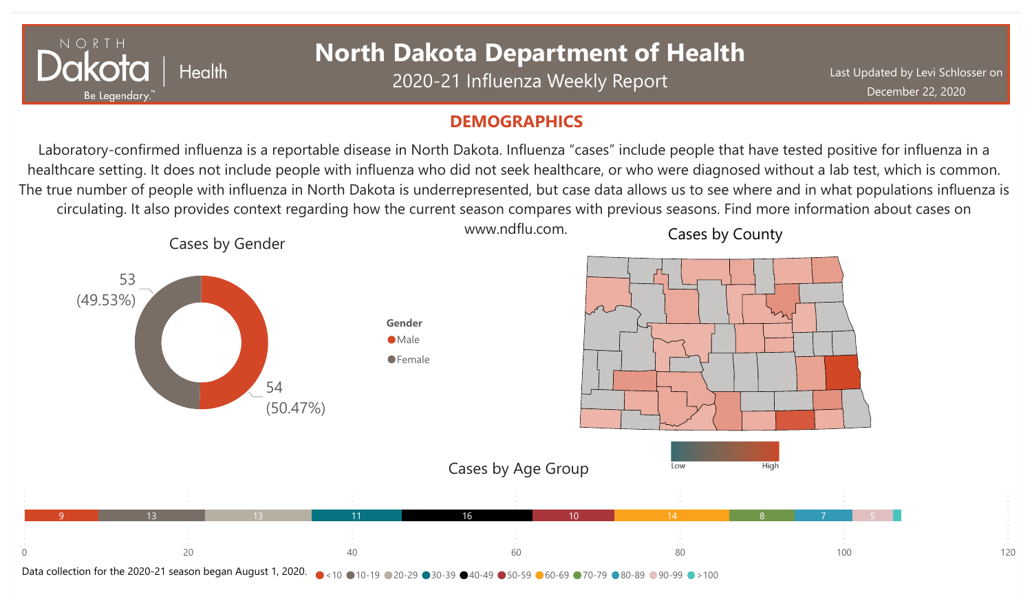# North Dakota Department of Health

2020-21 Influenza Weekly Report

Last Updated by Levi Schlosser on December 22, 2020

## DEMOGRAPHICS

Laboratory-confirmed influenza is a reportable disease in North Dakota. Influenza "cases" include people that have tested positive for influenza in a healthcare setting. It does not include people with influenza who did not seek healthcare, or who were diagnosed without a lab test, which is common. The true number of people with influenza in North Dakota is underrepresented, but case data allows us to see where and in what populations influenza is circulating. It also provides context regarding how the current season compares with previous seasons. Find more information about cases on www.ndflu.com.

### Cases by Gender

| Gender | Cases | Percent |
|---|---|---|
| Male | 54 | 50.47% |
| Female | 53 | 49.53% |

### Cases by County

Low — High

### Cases by Age Group

| Age Group | Cases |
|---|---|
| <10 | 9 |
| 10-19 | 13 |
| 20-29 | 13 |
| 30-39 | 11 |
| 40-49 | 16 |
| 50-59 | 10 |
| 60-69 | 14 |
| 70-79 | 8 |
| 80-89 | 7 |
| 90-99 | 5 |
| >100 | |

Data collection for the 2020-21 season began August 1, 2020.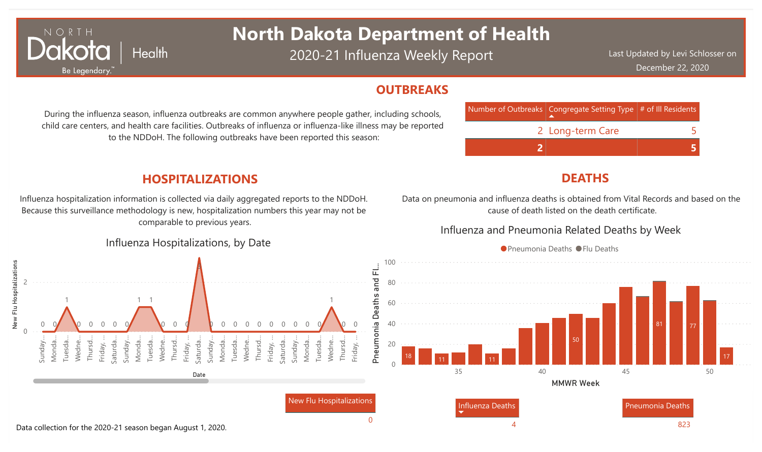# North Dakota Department of Health

2020-21 Influenza Weekly Report

Last Updated by Levi Schlosser on December 22, 2020

## OUTBREAKS

During the influenza season, influenza outbreaks are common anywhere people gather, including schools, child care centers, and health care facilities. Outbreaks of influenza or influenza-like illness may be reported to the NDDoH. The following outbreaks have been reported this season:

| Number of Outbreaks | Congregate Setting Type | # of Ill Residents |
|---|---|---|
| 2 | Long-term Care | 5 |
| **2** | | **5** |

## HOSPITALIZATIONS

Influenza hospitalization information is collected via daily aggregated reports to the NDDoH. Because this surveillance methodology is new, hospitalization numbers this year may not be comparable to previous years.

### Influenza Hospitalizations, by Date

| New Flu Hospitalizations |
|---|
| 0 |

Data collection for the 2020-21 season began August 1, 2020.

## DEATHS

Data on pneumonia and influenza deaths is obtained from Vital Records and based on the cause of death listed on the death certificate.

### Influenza and Pneumonia Related Deaths by Week

| Influenza Deaths | Pneumonia Deaths |
|---|---|
| 4 | 823 |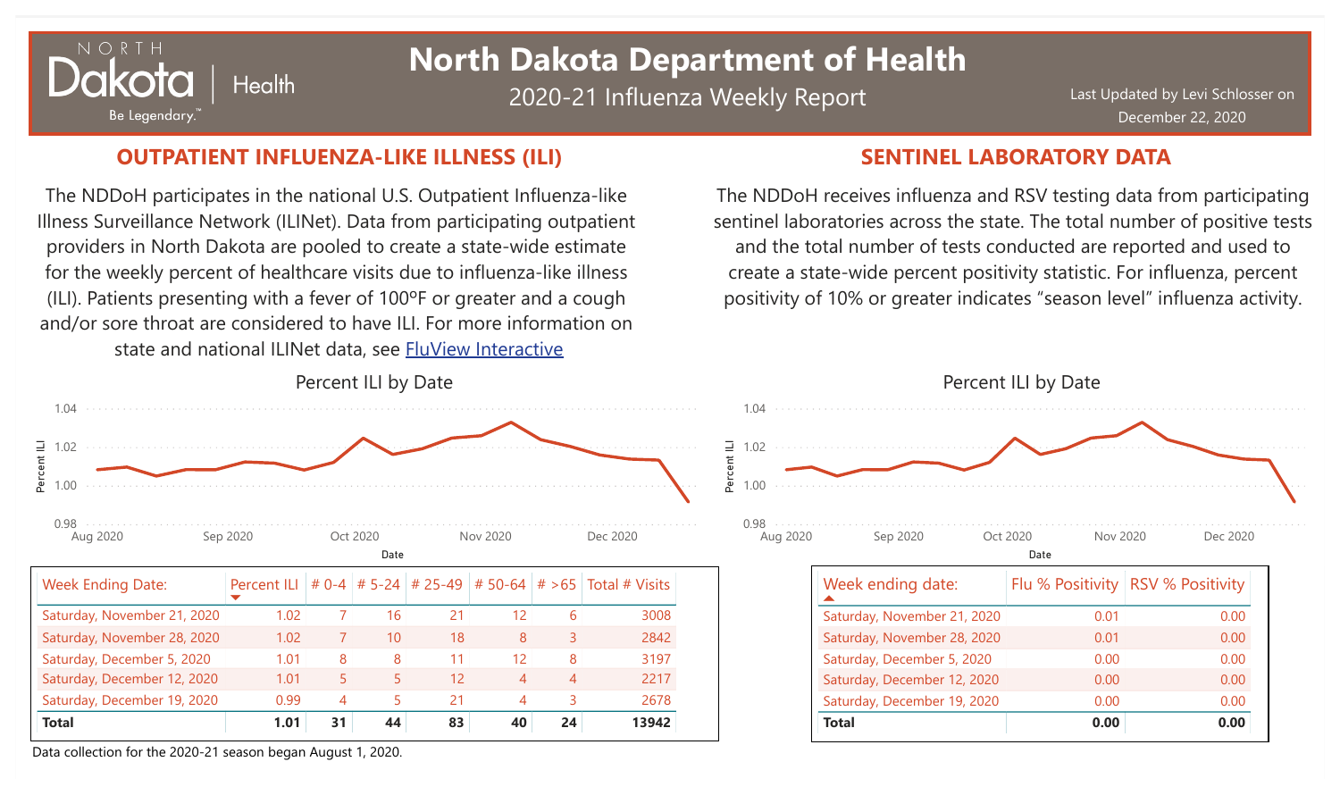# North Dakota Department of Health

2020-21 Influenza Weekly Report

Last Updated by Levi Schlosser on December 22, 2020

## OUTPATIENT INFLUENZA-LIKE ILLNESS (ILI)

The NDDoH participates in the national U.S. Outpatient Influenza-like Illness Surveillance Network (ILINet). Data from participating outpatient providers in North Dakota are pooled to create a state-wide estimate for the weekly percent of healthcare visits due to influenza-like illness (ILI). Patients presenting with a fever of 100ºF or greater and a cough and/or sore throat are considered to have ILI. For more information on state and national ILINet data, see FluView Interactive

Percent ILI by Date

| Week Ending Date: | Percent ILI | # 0-4 | # 5-24 | # 25-49 | # 50-64 | # >65 | Total # Visits |
|---|---|---|---|---|---|---|---|
| Saturday, November 21, 2020 | 1.02 | 7 | 16 | 21 | 12 | 6 | 3008 |
| Saturday, November 28, 2020 | 1.02 | 7 | 10 | 18 | 8 | 3 | 2842 |
| Saturday, December 5, 2020 | 1.01 | 8 | 8 | 11 | 12 | 8 | 3197 |
| Saturday, December 12, 2020 | 1.01 | 5 | 5 | 12 | 4 | 4 | 2217 |
| Saturday, December 19, 2020 | 0.99 | 4 | 5 | 21 | 4 | 3 | 2678 |
| **Total** | **1.01** | **31** | **44** | **83** | **40** | **24** | **13942** |

Data collection for the 2020-21 season began August 1, 2020.

## SENTINEL LABORATORY DATA

The NDDoH receives influenza and RSV testing data from participating sentinel laboratories across the state. The total number of positive tests and the total number of tests conducted are reported and used to create a state-wide percent positivity statistic. For influenza, percent positivity of 10% or greater indicates "season level" influenza activity.

Percent ILI by Date

| Week ending date: | Flu % Positivity | RSV % Positivity |
|---|---|---|
| Saturday, November 21, 2020 | 0.01 | 0.00 |
| Saturday, November 28, 2020 | 0.01 | 0.00 |
| Saturday, December 5, 2020 | 0.00 | 0.00 |
| Saturday, December 12, 2020 | 0.00 | 0.00 |
| Saturday, December 19, 2020 | 0.00 | 0.00 |
| **Total** | **0.00** | **0.00** |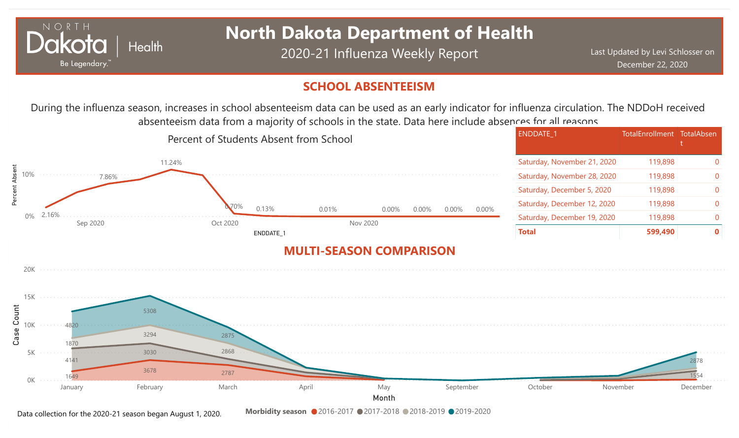# North Dakota Department of Health

2020-21 Influenza Weekly Report

Last Updated by Levi Schlosser on December 22, 2020

## SCHOOL ABSENTEEISM

During the influenza season, increases in school absenteeism data can be used as an early indicator for influenza circulation. The NDDoH received absenteeism data from a majority of schools in the state. Data here include absences for all reasons

Percent of Students Absent from School

| ENDDATE_1 | TotalEnrollment | TotalAbsent |
|---|---|---|
| Saturday, November 21, 2020 | 119,898 | 0 |
| Saturday, November 28, 2020 | 119,898 | 0 |
| Saturday, December 5, 2020 | 119,898 | 0 |
| Saturday, December 12, 2020 | 119,898 | 0 |
| Saturday, December 19, 2020 | 119,898 | 0 |
| **Total** | **599,490** | **0** |

## MULTI-SEASON COMPARISON

Data collection for the 2020-21 season began August 1, 2020.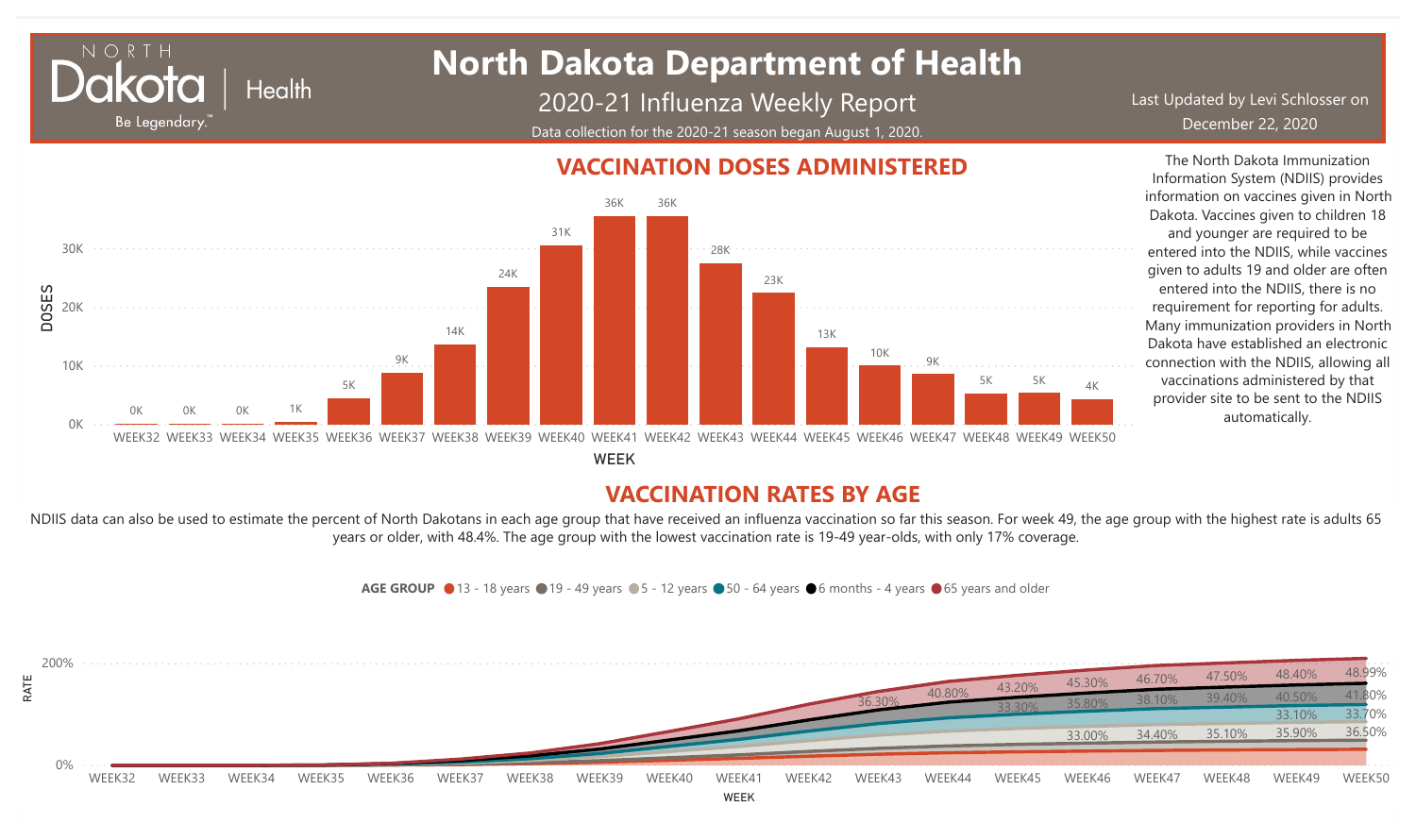# North Dakota Department of Health

## 2020-21 Influenza Weekly Report

Data collection for the 2020-21 season began August 1, 2020.

Last Updated by Levi Schlosser on December 22, 2020

## VACCINATION DOSES ADMINISTERED

| WEEK | DOSES |
|---|---|
| WEEK32 | 0K |
| WEEK33 | 0K |
| WEEK34 | 0K |
| WEEK35 | 1K |
| WEEK36 | 5K |
| WEEK37 | 9K |
| WEEK38 | 14K |
| WEEK39 | 24K |
| WEEK40 | 31K |
| WEEK41 | 36K |
| WEEK42 | 36K |
| WEEK43 | 28K |
| WEEK44 | 23K |
| WEEK45 | 13K |
| WEEK46 | 10K |
| WEEK47 | 9K |
| WEEK48 | 5K |
| WEEK49 | 5K |
| WEEK50 | 4K |

The North Dakota Immunization Information System (NDIIS) provides information on vaccines given in North Dakota. Vaccines given to children 18 and younger are required to be entered into the NDIIS, while vaccines given to adults 19 and older are often entered into the NDIIS, there is no requirement for reporting for adults. Many immunization providers in North Dakota have established an electronic connection with the NDIIS, allowing all vaccinations administered by that provider site to be sent to the NDIIS automatically.

## VACCINATION RATES BY AGE

NDIIS data can also be used to estimate the percent of North Dakotans in each age group that have received an influenza vaccination so far this season. For week 49, the age group with the highest rate is adults 65 years or older, with 48.4%. The age group with the lowest vaccination rate is 19-49 year-olds, with only 17% coverage.

AGE GROUP: 13 - 18 years, 19 - 49 years, 5 - 12 years, 50 - 64 years, 6 months - 4 years, 65 years and older

| WEEK | Labeled values |
|---|---|
| WEEK43 | 36.30% |
| WEEK44 | 40.80% |
| WEEK45 | 43.20%, 33.30% |
| WEEK46 | 45.30%, 35.80%, 33.00% |
| WEEK47 | 46.70%, 38.10%, 34.40% |
| WEEK48 | 47.50%, 39.40%, 35.10% |
| WEEK49 | 48.40%, 40.50%, 33.10%, 35.90% |
| WEEK50 | 48.99%, 41.80%, 33.70%, 36.50% |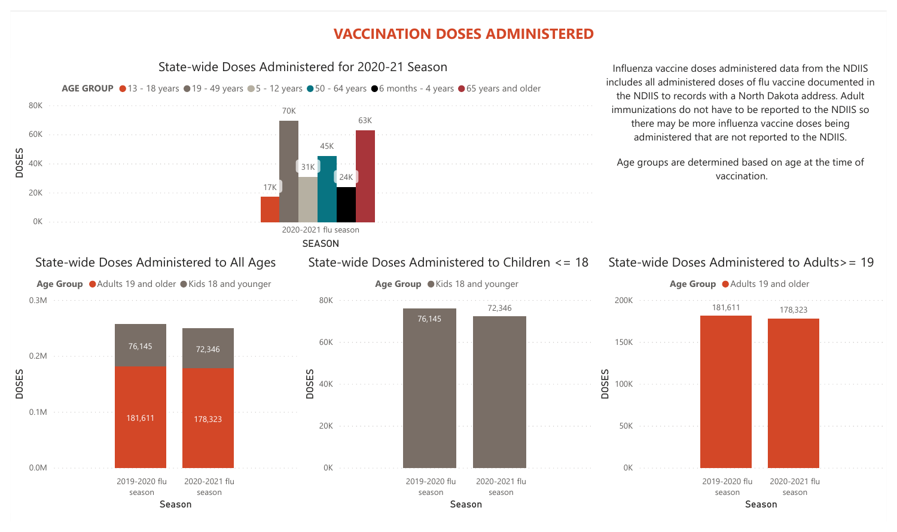# VACCINATION DOSES ADMINISTERED

## State-wide Doses Administered for 2020-21 Season

| AGE GROUP | 2020-2021 flu season |
|---|---|
| 13 - 18 years | 17K |
| 19 - 49 years | 70K |
| 5 - 12 years | 31K |
| 50 - 64 years | 45K |
| 6 months - 4 years | 24K |
| 65 years and older | 63K |

Influenza vaccine doses administered data from the NDIIS includes all administered doses of flu vaccine documented in the NDIIS to records with a North Dakota address. Adult immunizations do not have to be reported to the NDIIS so there may be more influenza vaccine doses being administered that are not reported to the NDIIS.

Age groups are determined based on age at the time of vaccination.

## State-wide Doses Administered to All Ages

| Season | Adults 19 and older | Kids 18 and younger |
|---|---|---|
| 2019-2020 flu season | 181,611 | 76,145 |
| 2020-2021 flu season | 178,323 | 72,346 |

## State-wide Doses Administered to Children <= 18

| Season | Kids 18 and younger |
|---|---|
| 2019-2020 flu season | 76,145 |
| 2020-2021 flu season | 72,346 |

## State-wide Doses Administered to Adults>= 19

| Season | Adults 19 and older |
|---|---|
| 2019-2020 flu season | 181,611 |
| 2020-2021 flu season | 178,323 |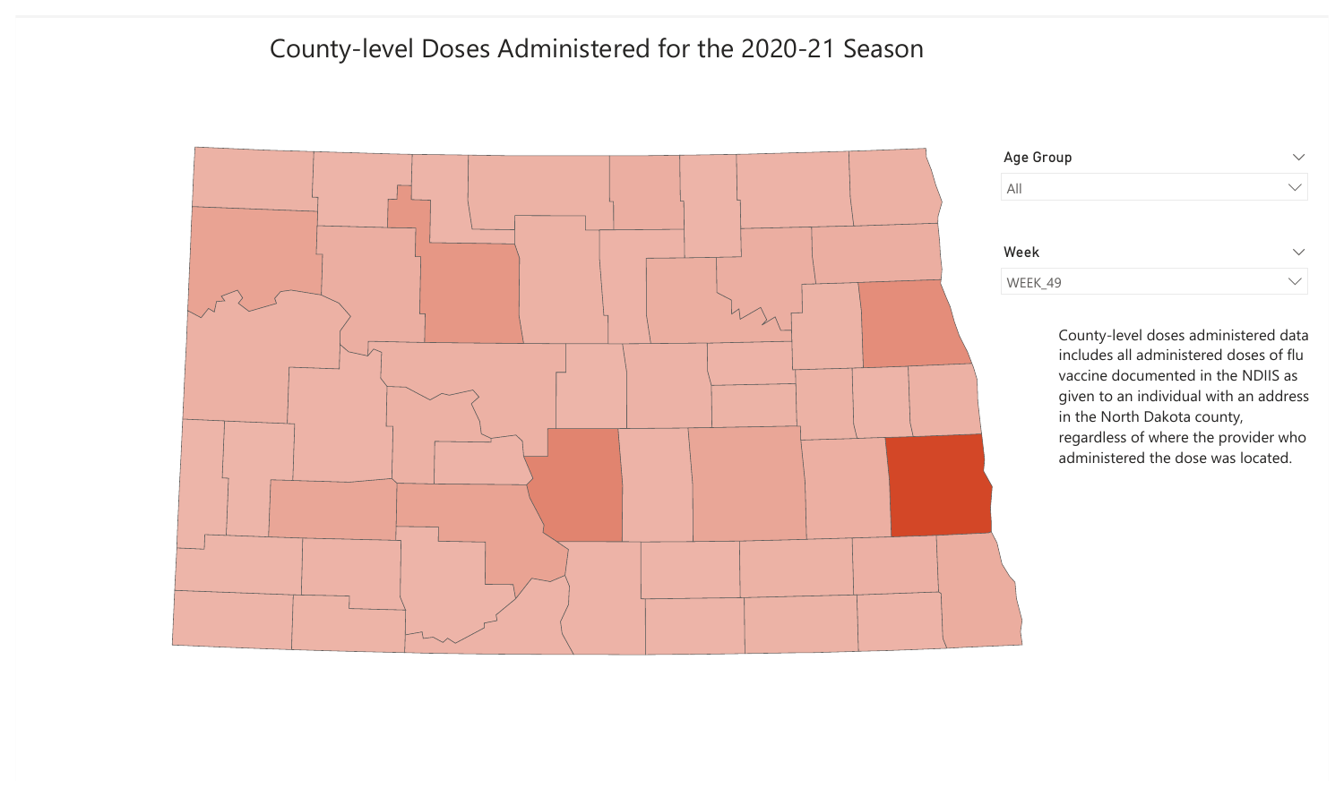# County-level Doses Administered for the 2020-21 Season

Age Group

All

Week

WEEK_49

County-level doses administered data includes all administered doses of flu vaccine documented in the NDIIS as given to an individual with an address in the North Dakota county, regardless of where the provider who administered the dose was located.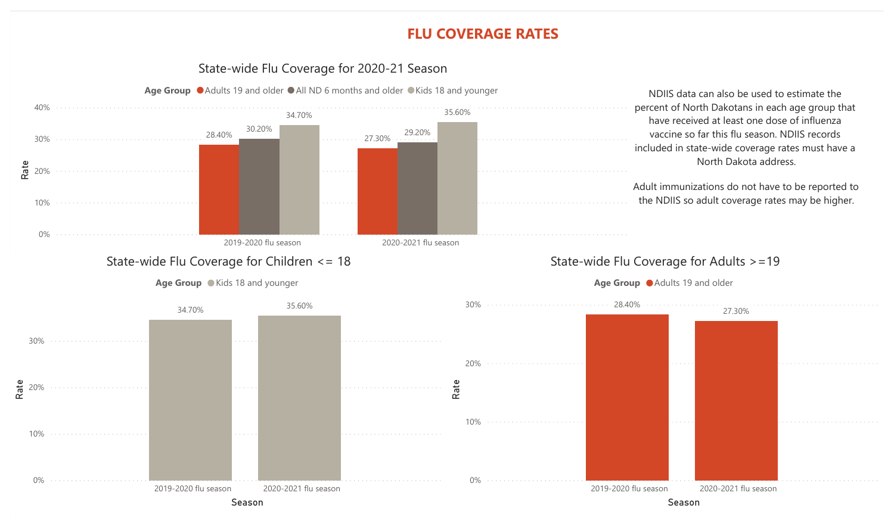# FLU COVERAGE RATES

## State-wide Flu Coverage for 2020-21 Season

Age Group: Adults 19 and older, All ND 6 months and older, Kids 18 and younger

| Season | Adults 19 and older | All ND 6 months and older | Kids 18 and younger |
|---|---|---|---|
| 2019-2020 flu season | 28.40% | 30.20% | 34.70% |
| 2020-2021 flu season | 27.30% | 29.20% | 35.60% |

NDIIS data can also be used to estimate the percent of North Dakotans in each age group that have received at least one dose of influenza vaccine so far this flu season. NDIIS records included in state-wide coverage rates must have a North Dakota address.

Adult immunizations do not have to be reported to the NDIIS so adult coverage rates may be higher.

## State-wide Flu Coverage for Children <= 18

Age Group: Kids 18 and younger

| Season | Rate |
|---|---|
| 2019-2020 flu season | 34.70% |
| 2020-2021 flu season | 35.60% |

## State-wide Flu Coverage for Adults >=19

Age Group: Adults 19 and older

| Season | Rate |
|---|---|
| 2019-2020 flu season | 28.40% |
| 2020-2021 flu season | 27.30% |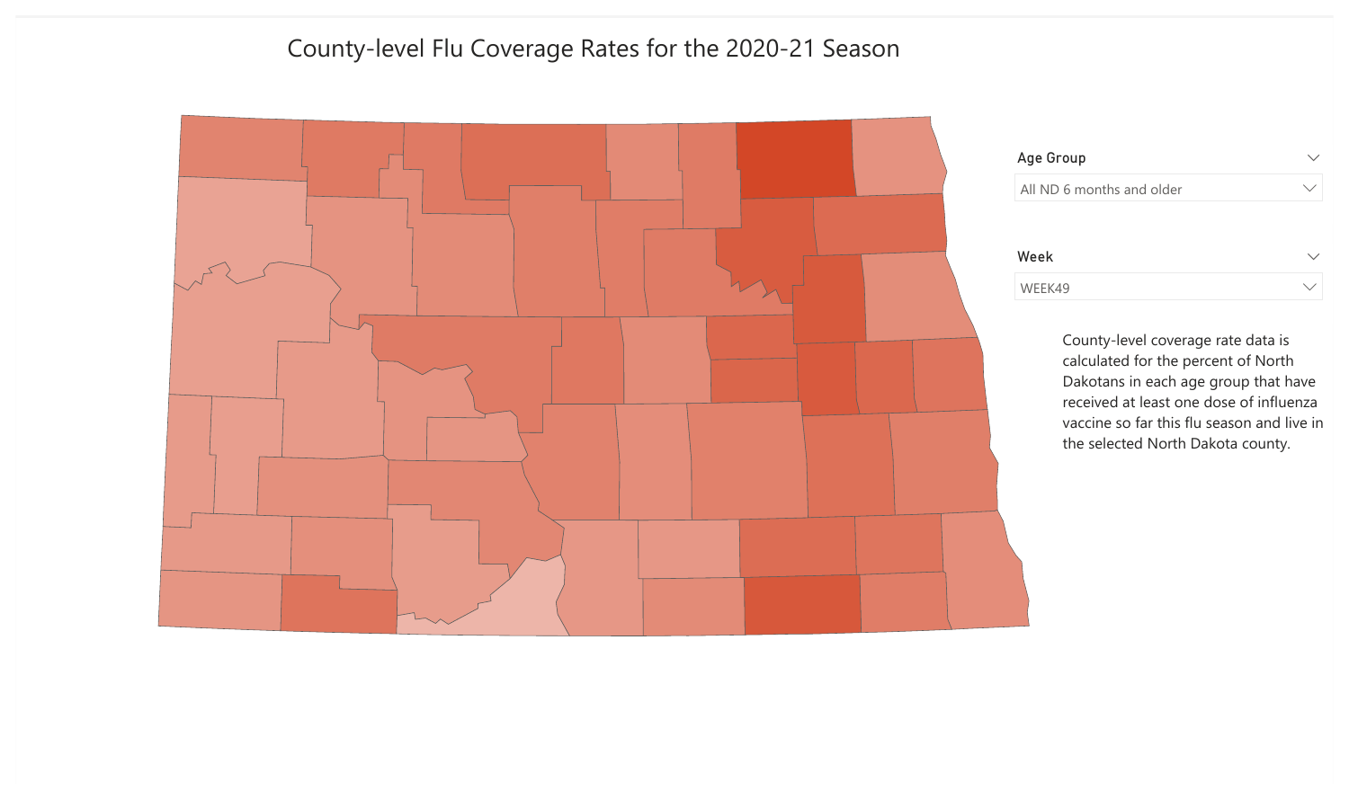# County-level Flu Coverage Rates for the 2020-21 Season

Age Group

All ND 6 months and older

Week

WEEK49

County-level coverage rate data is calculated for the percent of North Dakotans in each age group that have received at least one dose of influenza vaccine so far this flu season and live in the selected North Dakota county.